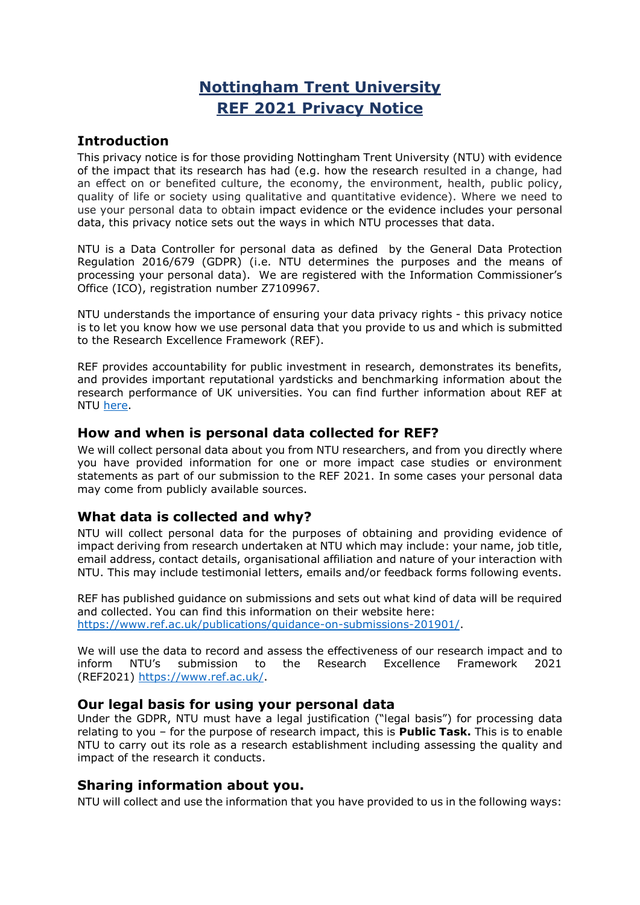# Nottingham Trent University
# REF 2021 Privacy Notice

## Introduction

This privacy notice is for those providing Nottingham Trent University (NTU) with evidence of the impact that its research has had (e.g. how the research resulted in a change, had an effect on or benefited culture, the economy, the environment, health, public policy, quality of life or society using qualitative and quantitative evidence). Where we need to use your personal data to obtain impact evidence or the evidence includes your personal data, this privacy notice sets out the ways in which NTU processes that data.

NTU is a Data Controller for personal data as defined by the General Data Protection Regulation 2016/679 (GDPR) (i.e. NTU determines the purposes and the means of processing your personal data). We are registered with the Information Commissioner's Office (ICO), registration number Z7109967.

NTU understands the importance of ensuring your data privacy rights - this privacy notice is to let you know how we use personal data that you provide to us and which is submitted to the Research Excellence Framework (REF).

REF provides accountability for public investment in research, demonstrates its benefits, and provides important reputational yardsticks and benchmarking information about the research performance of UK universities. You can find further information about REF at NTU [here](here).

## How and when is personal data collected for REF?

We will collect personal data about you from NTU researchers, and from you directly where you have provided information for one or more impact case studies or environment statements as part of our submission to the REF 2021. In some cases your personal data may come from publicly available sources.

## What data is collected and why?

NTU will collect personal data for the purposes of obtaining and providing evidence of impact deriving from research undertaken at NTU which may include: your name, job title, email address, contact details, organisational affiliation and nature of your interaction with NTU. This may include testimonial letters, emails and/or feedback forms following events.

REF has published guidance on submissions and sets out what kind of data will be required and collected. You can find this information on their website here: https://www.ref.ac.uk/publications/guidance-on-submissions-201901/.

We will use the data to record and assess the effectiveness of our research impact and to inform NTU's submission to the Research Excellence Framework 2021 (REF2021) https://www.ref.ac.uk/.

## Our legal basis for using your personal data

Under the GDPR, NTU must have a legal justification ("legal basis") for processing data relating to you – for the purpose of research impact, this is **Public Task.** This is to enable NTU to carry out its role as a research establishment including assessing the quality and impact of the research it conducts.

## Sharing information about you.

NTU will collect and use the information that you have provided to us in the following ways: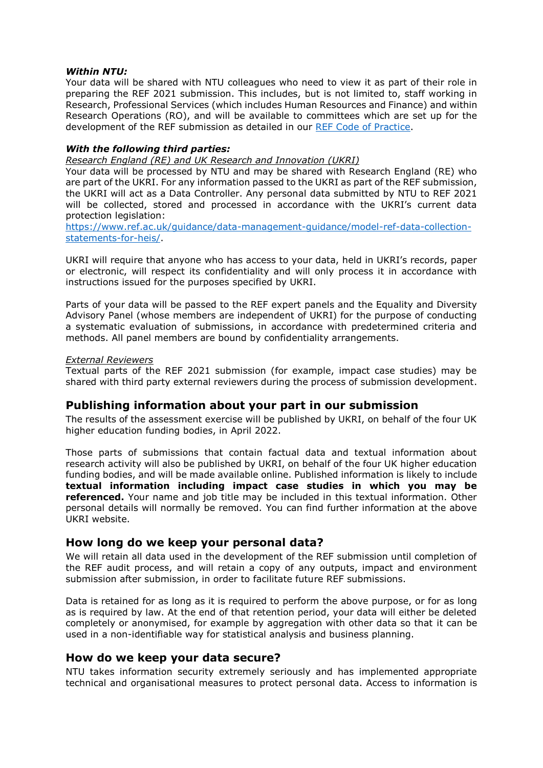***Within NTU:***
Your data will be shared with NTU colleagues who need to view it as part of their role in preparing the REF 2021 submission. This includes, but is not limited to, staff working in Research, Professional Services (which includes Human Resources and Finance) and within Research Operations (RO), and will be available to committees which are set up for the development of the REF submission as detailed in our [REF Code of Practice](REF Code of Practice).

***With the following third parties:***
*Research England (RE) and UK Research and Innovation (UKRI)*
Your data will be processed by NTU and may be shared with Research England (RE) who are part of the UKRI. For any information passed to the UKRI as part of the REF submission, the UKRI will act as a Data Controller. Any personal data submitted by NTU to REF 2021 will be collected, stored and processed in accordance with the UKRI's current data protection legislation:
[https://www.ref.ac.uk/guidance/data-management-guidance/model-ref-data-collection-statements-for-heis/](https://www.ref.ac.uk/guidance/data-management-guidance/model-ref-data-collection-statements-for-heis/).

UKRI will require that anyone who has access to your data, held in UKRI's records, paper or electronic, will respect its confidentiality and will only process it in accordance with instructions issued for the purposes specified by UKRI.

Parts of your data will be passed to the REF expert panels and the Equality and Diversity Advisory Panel (whose members are independent of UKRI) for the purpose of conducting a systematic evaluation of submissions, in accordance with predetermined criteria and methods. All panel members are bound by confidentiality arrangements.

*External Reviewers*
Textual parts of the REF 2021 submission (for example, impact case studies) may be shared with third party external reviewers during the process of submission development.

## Publishing information about your part in our submission

The results of the assessment exercise will be published by UKRI, on behalf of the four UK higher education funding bodies, in April 2022.

Those parts of submissions that contain factual data and textual information about research activity will also be published by UKRI, on behalf of the four UK higher education funding bodies, and will be made available online. Published information is likely to include **textual information including impact case studies in which you may be referenced.** Your name and job title may be included in this textual information. Other personal details will normally be removed. You can find further information at the above UKRI website.

## How long do we keep your personal data?

We will retain all data used in the development of the REF submission until completion of the REF audit process, and will retain a copy of any outputs, impact and environment submission after submission, in order to facilitate future REF submissions.

Data is retained for as long as it is required to perform the above purpose, or for as long as is required by law. At the end of that retention period, your data will either be deleted completely or anonymised, for example by aggregation with other data so that it can be used in a non-identifiable way for statistical analysis and business planning.

## How do we keep your data secure?

NTU takes information security extremely seriously and has implemented appropriate technical and organisational measures to protect personal data. Access to information is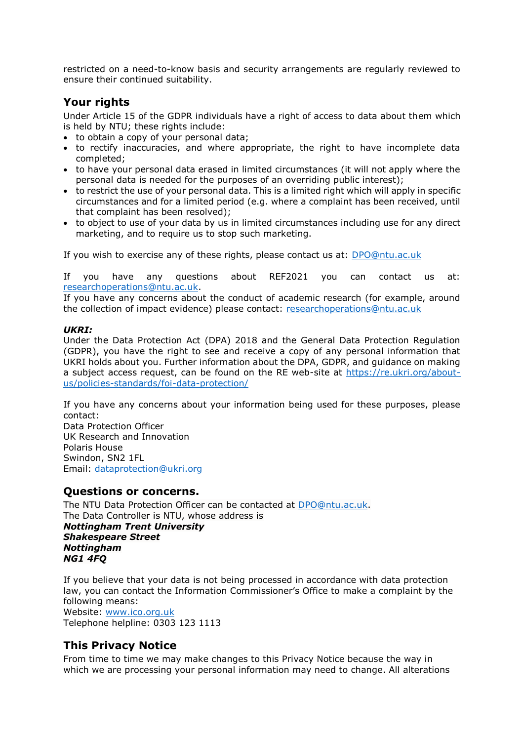restricted on a need-to-know basis and security arrangements are regularly reviewed to ensure their continued suitability.

## Your rights

Under Article 15 of the GDPR individuals have a right of access to data about them which is held by NTU; these rights include:

- to obtain a copy of your personal data;
- to rectify inaccuracies, and where appropriate, the right to have incomplete data completed;
- to have your personal data erased in limited circumstances (it will not apply where the personal data is needed for the purposes of an overriding public interest);
- to restrict the use of your personal data. This is a limited right which will apply in specific circumstances and for a limited period (e.g. where a complaint has been received, until that complaint has been resolved);
- to object to use of your data by us in limited circumstances including use for any direct marketing, and to require us to stop such marketing.

If you wish to exercise any of these rights, please contact us at: DPO@ntu.ac.uk

If you have any questions about REF2021 you can contact us at: researchoperations@ntu.ac.uk.
If you have any concerns about the conduct of academic research (for example, around the collection of impact evidence) please contact: researchoperations@ntu.ac.uk

***UKRI:***
Under the Data Protection Act (DPA) 2018 and the General Data Protection Regulation (GDPR), you have the right to see and receive a copy of any personal information that UKRI holds about you. Further information about the DPA, GDPR, and guidance on making a subject access request, can be found on the RE web-site at https://re.ukri.org/about-us/policies-standards/foi-data-protection/

If you have any concerns about your information being used for these purposes, please contact:
Data Protection Officer
UK Research and Innovation
Polaris House
Swindon, SN2 1FL
Email: dataprotection@ukri.org

## Questions or concerns.

The NTU Data Protection Officer can be contacted at DPO@ntu.ac.uk.
The Data Controller is NTU, whose address is
***Nottingham Trent University***
***Shakespeare Street***
***Nottingham***
***NG1 4FQ***

If you believe that your data is not being processed in accordance with data protection law, you can contact the Information Commissioner's Office to make a complaint by the following means:
Website: www.ico.org.uk
Telephone helpline: 0303 123 1113

## This Privacy Notice

From time to time we may make changes to this Privacy Notice because the way in which we are processing your personal information may need to change. All alterations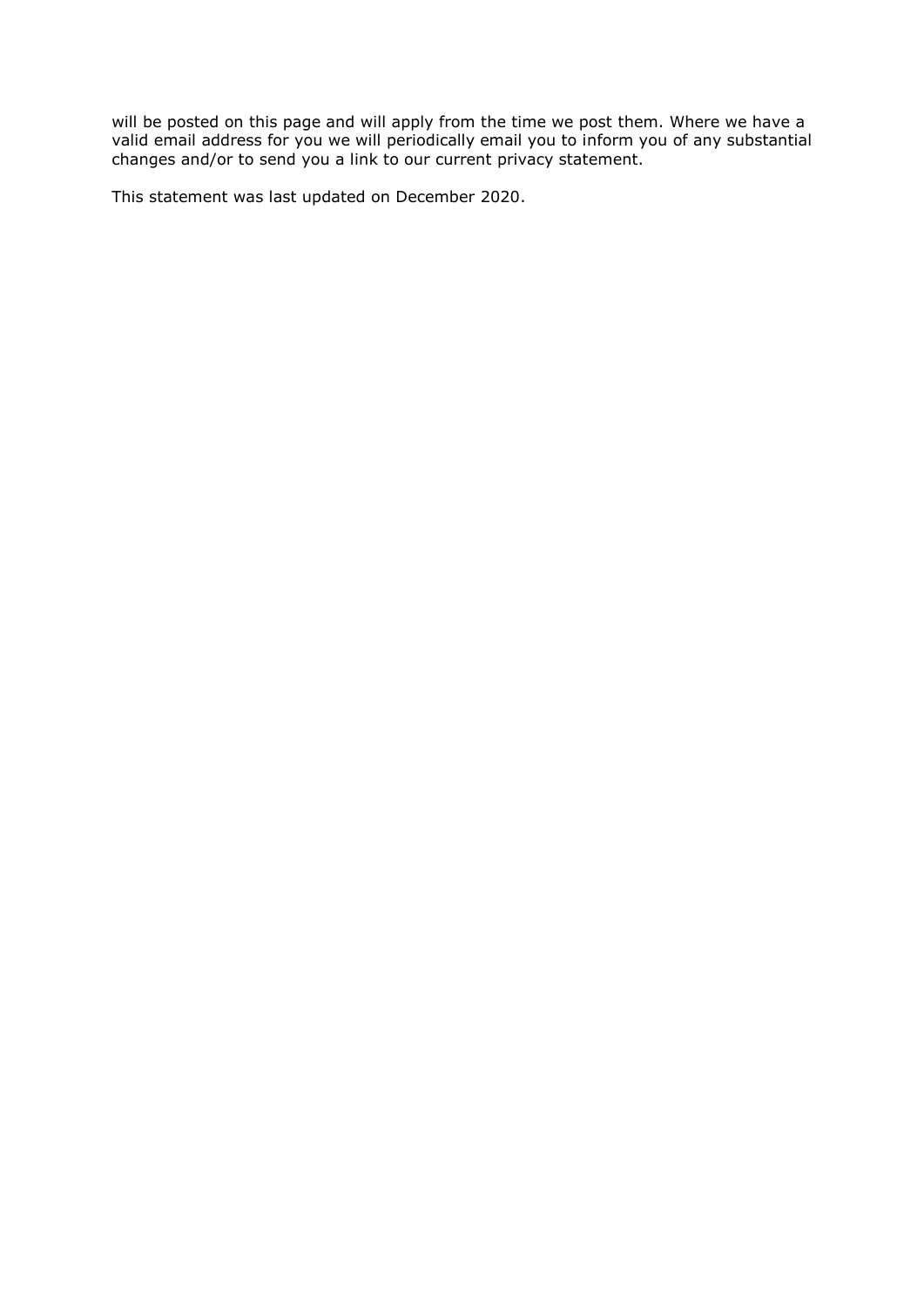will be posted on this page and will apply from the time we post them. Where we have a valid email address for you we will periodically email you to inform you of any substantial changes and/or to send you a link to our current privacy statement.

This statement was last updated on December 2020.